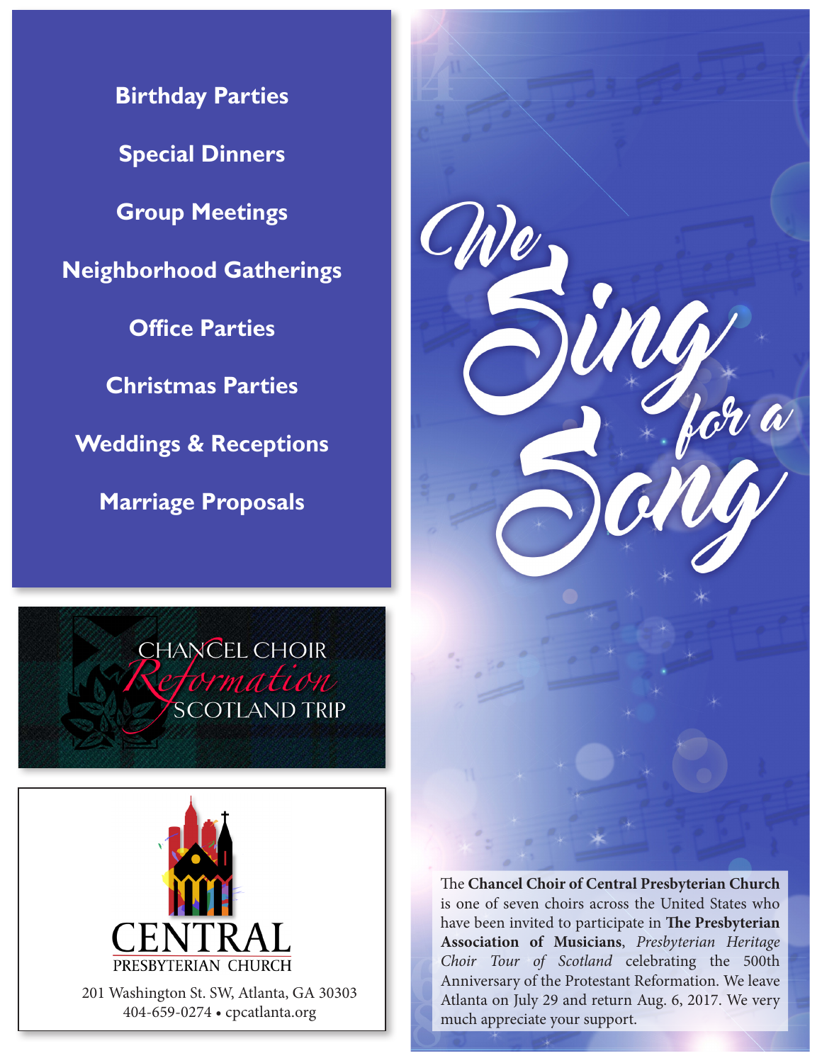**Birthday Parties**

**Special Dinners**

**Group Meetings**

**Neighborhood Gatherings**

**Office Parties**

**Christmas Parties**

**Weddings & Receptions**

**Marriage Proposals**

CHANCEL CHOIR
*Reformation*
SCOTLAND TRIP

CENTRAL
PRESBYTERIAN CHURCH

201 Washington St. SW, Atlanta, GA 30303
404-659-0274 • cpcatlanta.org

# We Sing for a Song

The **Chancel Choir of Central Presbyterian Church** is one of seven choirs across the United States who have been invited to participate in **The Presbyterian Association of Musicians**, *Presbyterian Heritage Choir Tour of Scotland* celebrating the 500th Anniversary of the Protestant Reformation. We leave Atlanta on July 29 and return Aug. 6, 2017. We very much appreciate your support.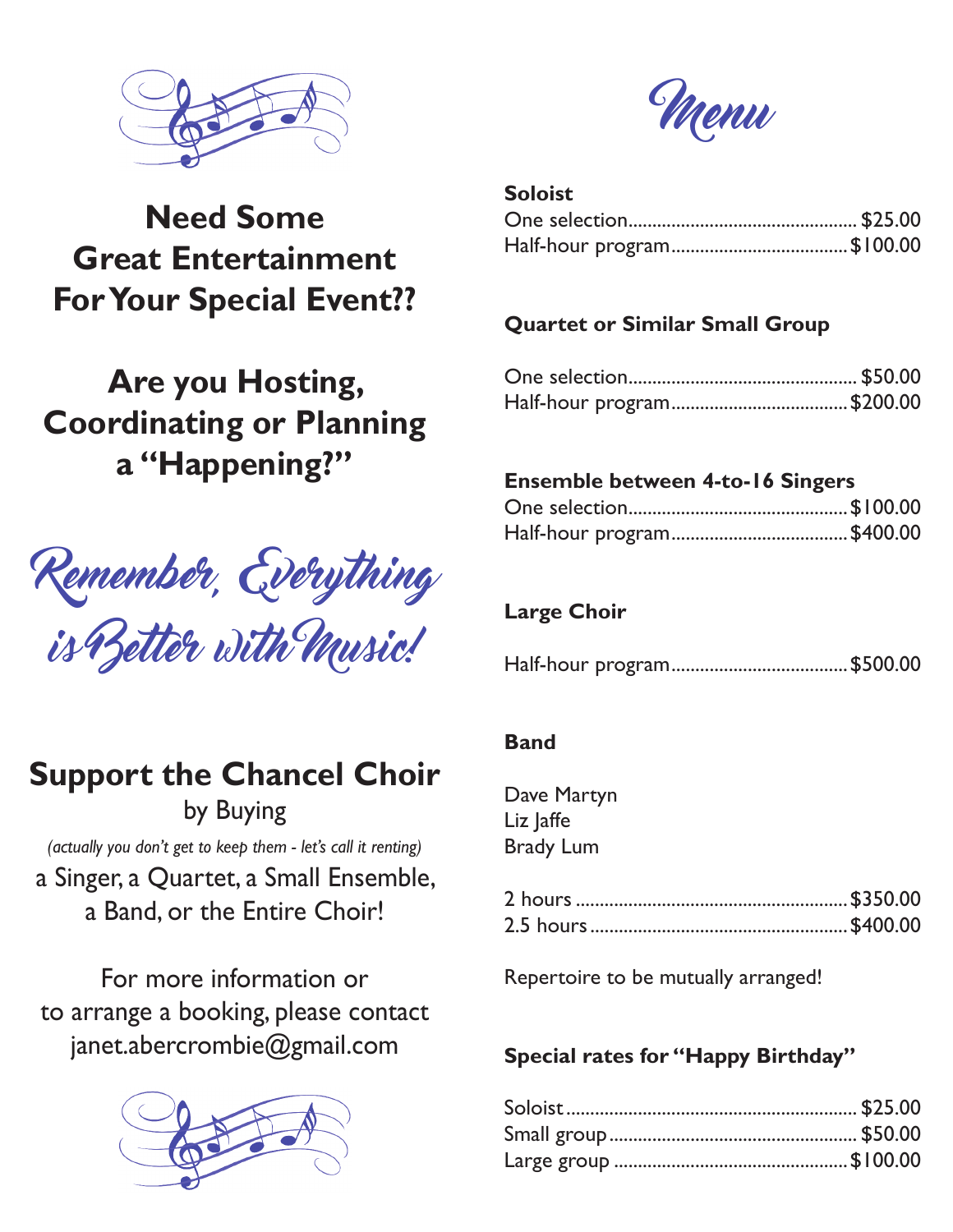# Need Some Great Entertainment For Your Special Event??

## Are you Hosting, Coordinating or Planning a "Happening?"

*Remember, Everything is Better with Music!*

## Support the Chancel Choir

by Buying

*(actually you don't get to keep them - let's call it renting)*

a Singer, a Quartet, a Small Ensemble, a Band, or the Entire Choir!

For more information or to arrange a booking, please contact janet.abercrombie@gmail.com

# *Menu*

**Soloist**

One selection................................................ $25.00
Half-hour program.....................................$100.00

**Quartet or Similar Small Group**

One selection................................................ $50.00
Half-hour program.....................................$200.00

**Ensemble between 4-to-16 Singers**

One selection..............................................$100.00
Half-hour program.....................................$400.00

**Large Choir**

Half-hour program.....................................$500.00

**Band**

Dave Martyn
Liz Jaffe
Brady Lum

2 hours .........................................................$350.00
2.5 hours ......................................................$400.00

Repertoire to be mutually arranged!

**Special rates for "Happy Birthday"**

Soloist ............................................................ $25.00
Small group.................................................... $50.00
Large group ...................................................$100.00